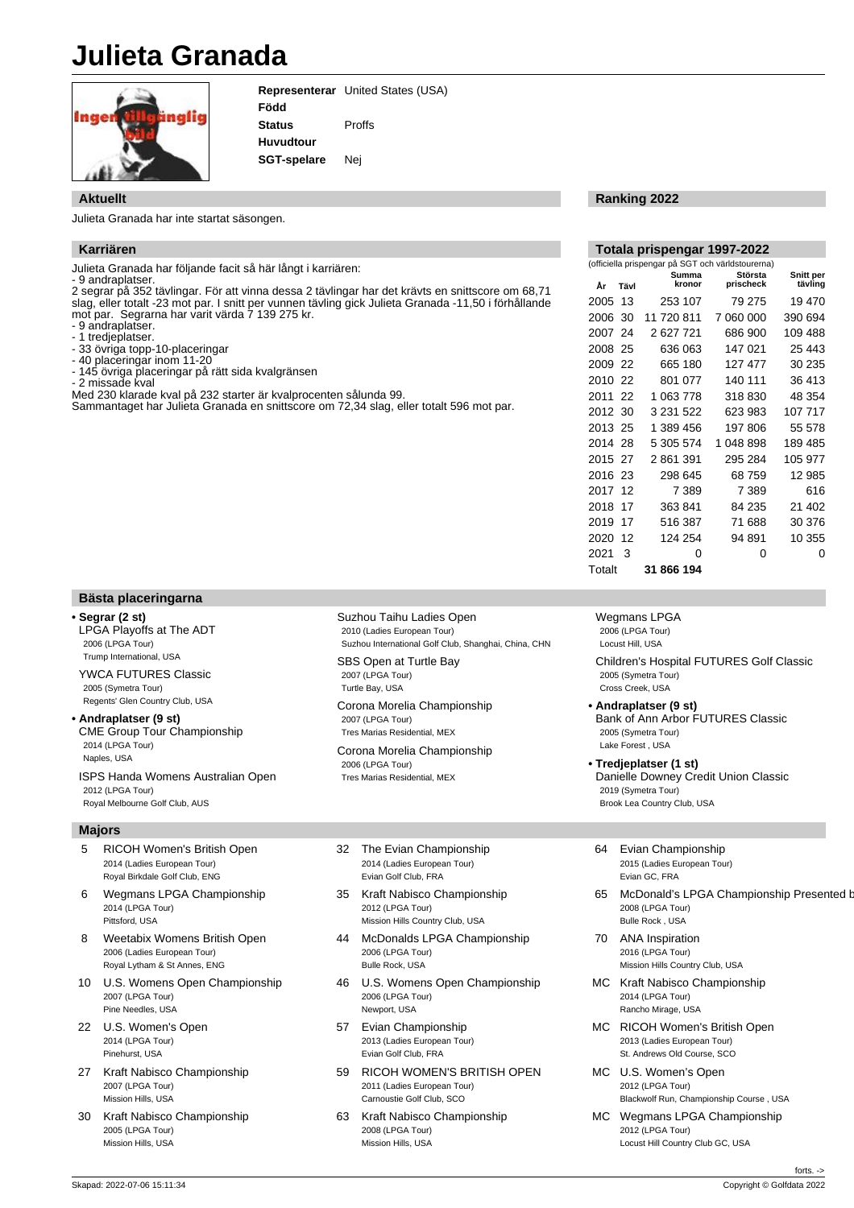# Julieta Granada

**Representerar** United States (USA)
**Född**
**Status** Proffs
**Huvudtour**
**SGT-spelare** Nej

## Aktuellt

Julieta Granada har inte startat säsongen.

## Ranking 2022

## Karriären

Julieta Granada har följande facit så här långt i karriären:
- 9 andraplatser.
2 segrar på 352 tävlingar. För att vinna dessa 2 tävlingar har det krävts en snittscore om 68,71 slag, eller totalt -23 mot par. I snitt per vunnen tävling gick Julieta Granada -11,50 i förhållande mot par. Segrarna har varit värda 7 139 275 kr.
- 9 andraplatser.
- 1 tredjeplatser.
- 33 övriga topp-10-placeringar
- 40 placeringar inom 11-20
- 145 övriga placeringar på rätt sida kvalgränsen
- 2 missade kval
Med 230 klarade kval på 232 starter är kvalprocenten sålunda 99.
Sammantaget har Julieta Granada en snittscore om 72,34 slag, eller totalt 596 mot par.

## Totala prispengar 1997-2022

(officiella prispengar på SGT och världstourerna)

| År | Tävl | Summa kronor | Största prischeck | Snitt per tävling |
|---|---|---|---|---|
| 2005 | 13 | 253 107 | 79 275 | 19 470 |
| 2006 | 30 | 11 720 811 | 7 060 000 | 390 694 |
| 2007 | 24 | 2 627 721 | 686 900 | 109 488 |
| 2008 | 25 | 636 063 | 147 021 | 25 443 |
| 2009 | 22 | 665 180 | 127 477 | 30 235 |
| 2010 | 22 | 801 077 | 140 111 | 36 413 |
| 2011 | 22 | 1 063 778 | 318 830 | 48 354 |
| 2012 | 30 | 3 231 522 | 623 983 | 107 717 |
| 2013 | 25 | 1 389 456 | 197 806 | 55 578 |
| 2014 | 28 | 5 305 574 | 1 048 898 | 189 485 |
| 2015 | 27 | 2 861 391 | 295 284 | 105 977 |
| 2016 | 23 | 298 645 | 68 759 | 12 985 |
| 2017 | 12 | 7 389 | 7 389 | 616 |
| 2018 | 17 | 363 841 | 84 235 | 21 402 |
| 2019 | 17 | 516 387 | 71 688 | 30 376 |
| 2020 | 12 | 124 254 | 94 891 | 10 355 |
| 2021 | 3 | 0 | 0 | 0 |
| Totalt | | **31 866 194** | | |

## Bästa placeringarna

**• Segrar (2 st)**

LPGA Playoffs at The ADT
2006 (LPGA Tour)
Trump International, USA

YWCA FUTURES Classic
2005 (Symetra Tour)
Regents' Glen Country Club, USA

**• Andraplatser (9 st)**

CME Group Tour Championship
2014 (LPGA Tour)
Naples, USA

ISPS Handa Womens Australian Open
2012 (LPGA Tour)
Royal Melbourne Golf Club, AUS

Suzhou Taihu Ladies Open
2010 (Ladies European Tour)
Suzhou International Golf Club, Shanghai, China, CHN

SBS Open at Turtle Bay
2007 (LPGA Tour)
Turtle Bay, USA

Corona Morelia Championship
2007 (LPGA Tour)
Tres Marias Residential, MEX

Corona Morelia Championship
2006 (LPGA Tour)
Tres Marias Residential, MEX

Wegmans LPGA
2006 (LPGA Tour)
Locust Hill, USA

Children's Hospital FUTURES Golf Classic
2005 (Symetra Tour)
Cross Creek, USA

**• Andraplatser (9 st)**

Bank of Ann Arbor FUTURES Classic
2005 (Symetra Tour)
Lake Forest , USA

**• Tredjeplatser (1 st)**

Danielle Downey Credit Union Classic
2019 (Symetra Tour)
Brook Lea Country Club, USA

## Majors

5 RICOH Women's British Open
2014 (Ladies European Tour)
Royal Birkdale Golf Club, ENG

6 Wegmans LPGA Championship
2014 (LPGA Tour)
Pittsford, USA

8 Weetabix Womens British Open
2006 (Ladies European Tour)
Royal Lytham & St Annes, ENG

10 U.S. Womens Open Championship
2007 (LPGA Tour)
Pine Needles, USA

22 U.S. Women's Open
2014 (LPGA Tour)
Pinehurst, USA

27 Kraft Nabisco Championship
2007 (LPGA Tour)
Mission Hills, USA

30 Kraft Nabisco Championship
2005 (LPGA Tour)
Mission Hills, USA

32 The Evian Championship
2014 (Ladies European Tour)
Evian Golf Club, FRA

35 Kraft Nabisco Championship
2012 (LPGA Tour)
Mission Hills Country Club, USA

44 McDonalds LPGA Championship
2006 (LPGA Tour)
Bulle Rock, USA

46 U.S. Womens Open Championship
2006 (LPGA Tour)
Newport, USA

57 Evian Championship
2013 (Ladies European Tour)
Evian Golf Club, FRA

59 RICOH WOMEN'S BRITISH OPEN
2011 (Ladies European Tour)
Carnoustie Golf Club, SCO

63 Kraft Nabisco Championship
2008 (LPGA Tour)
Mission Hills, USA

64 Evian Championship
2015 (Ladies European Tour)
Evian GC, FRA

65 McDonald's LPGA Championship Presented b
2008 (LPGA Tour)
Bulle Rock , USA

70 ANA Inspiration
2016 (LPGA Tour)
Mission Hills Country Club, USA

MC Kraft Nabisco Championship
2014 (LPGA Tour)
Rancho Mirage, USA

MC RICOH Women's British Open
2013 (Ladies European Tour)
St. Andrews Old Course, SCO

MC U.S. Women's Open
2012 (LPGA Tour)
Blackwolf Run, Championship Course , USA

MC Wegmans LPGA Championship
2012 (LPGA Tour)
Locust Hill Country Club GC, USA

forts. ->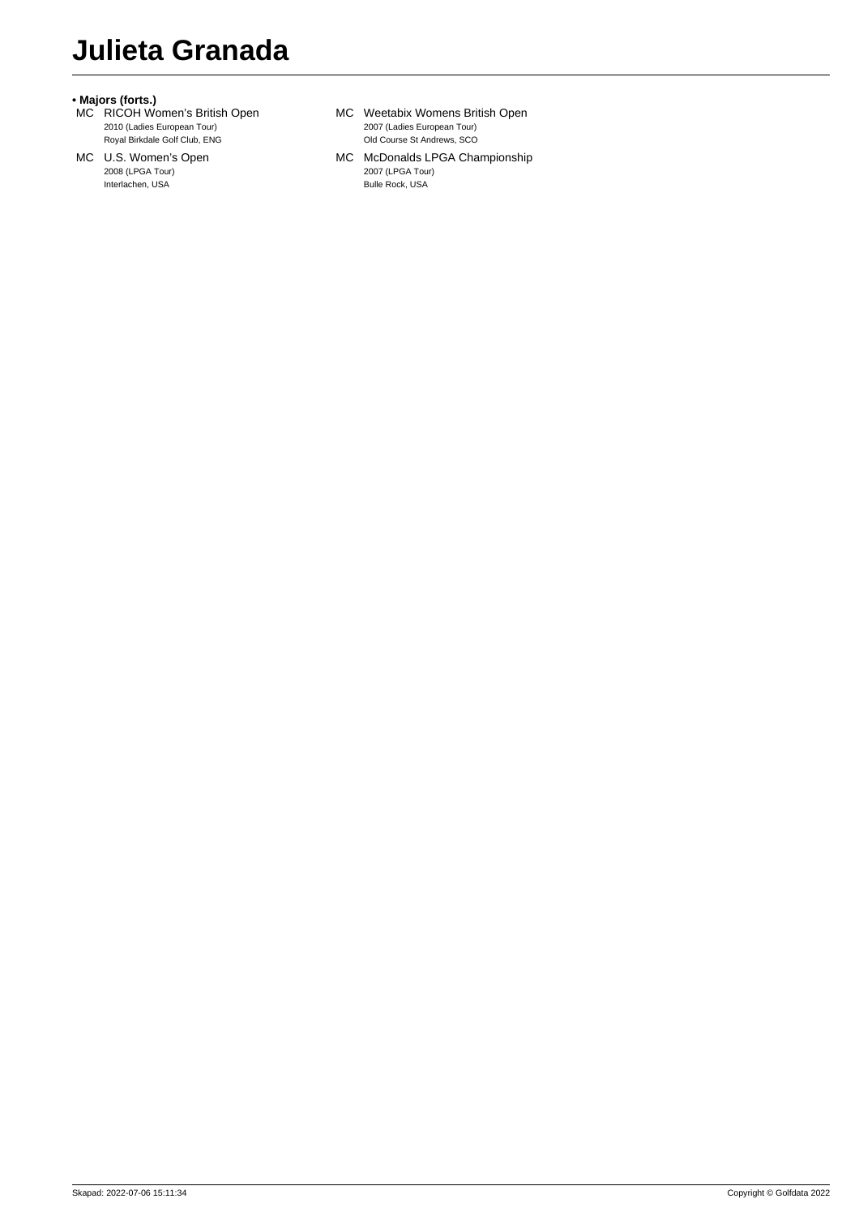# Julieta Granada

**• Majors (forts.)**

- MC RICOH Women's British Open
  2010 (Ladies European Tour)
  Royal Birkdale Golf Club, ENG
- MC U.S. Women's Open
  2008 (LPGA Tour)
  Interlachen, USA
- MC Weetabix Womens British Open
  2007 (Ladies European Tour)
  Old Course St Andrews, SCO
- MC McDonalds LPGA Championship
  2007 (LPGA Tour)
  Bulle Rock, USA